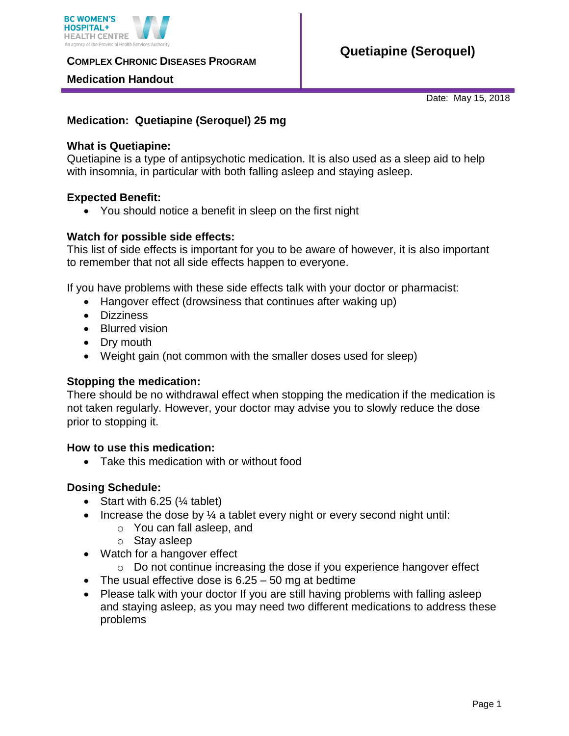BC WOMEN'S HOSPITAL+ HEALTH CENTRE
An agency of the Provincial Health Services Authority

**COMPLEX CHRONIC DISEASES PROGRAM**

**Medication Handout**

# Quetiapine (Seroquel)

Date: May 15, 2018

## Medication: Quetiapine (Seroquel) 25 mg

### What is Quetiapine:

Quetiapine is a type of antipsychotic medication. It is also used as a sleep aid to help with insomnia, in particular with both falling asleep and staying asleep.

### Expected Benefit:

- You should notice a benefit in sleep on the first night

### Watch for possible side effects:

This list of side effects is important for you to be aware of however, it is also important to remember that not all side effects happen to everyone.

If you have problems with these side effects talk with your doctor or pharmacist:

- Hangover effect (drowsiness that continues after waking up)
- Dizziness
- Blurred vision
- Dry mouth
- Weight gain (not common with the smaller doses used for sleep)

### Stopping the medication:

There should be no withdrawal effect when stopping the medication if the medication is not taken regularly. However, your doctor may advise you to slowly reduce the dose prior to stopping it.

### How to use this medication:

- Take this medication with or without food

### Dosing Schedule:

- Start with 6.25 (¼ tablet)
- Increase the dose by ¼ a tablet every night or every second night until:
  - You can fall asleep, and
  - Stay asleep
- Watch for a hangover effect
  - Do not continue increasing the dose if you experience hangover effect
- The usual effective dose is 6.25 – 50 mg at bedtime
- Please talk with your doctor If you are still having problems with falling asleep and staying asleep, as you may need two different medications to address these problems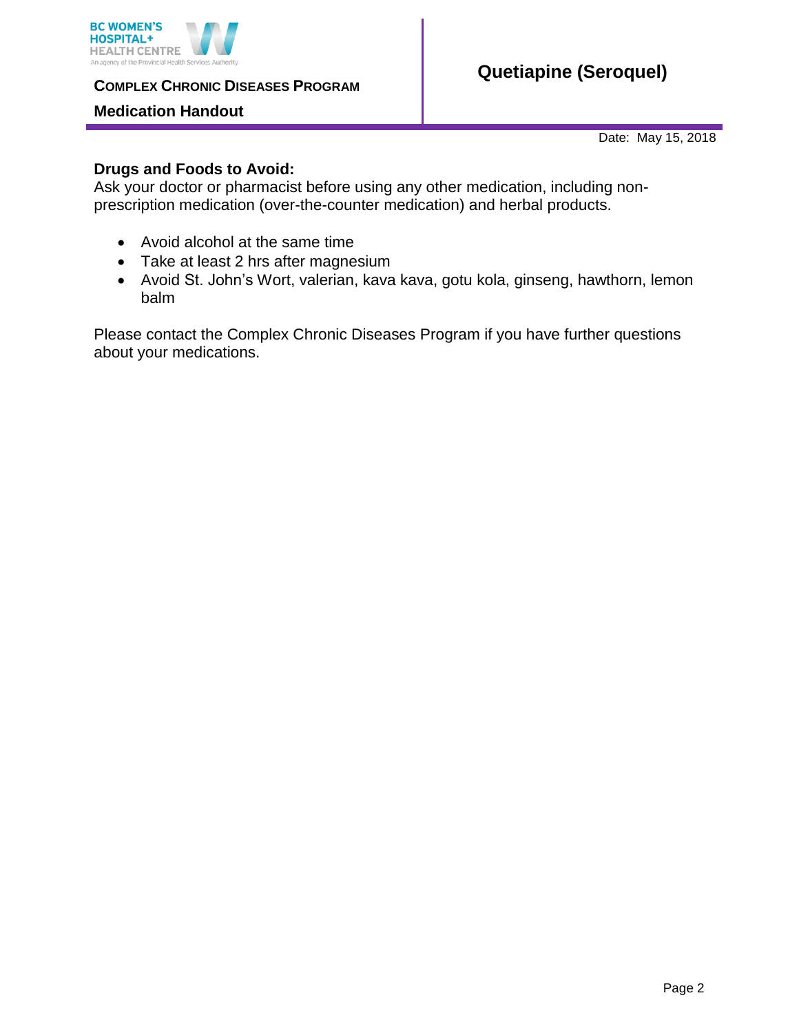## Drugs and Foods to Avoid:

Ask your doctor or pharmacist before using any other medication, including non-prescription medication (over-the-counter medication) and herbal products.

- Avoid alcohol at the same time
- Take at least 2 hrs after magnesium
- Avoid St. John's Wort, valerian, kava kava, gotu kola, ginseng, hawthorn, lemon balm

Please contact the Complex Chronic Diseases Program if you have further questions about your medications.